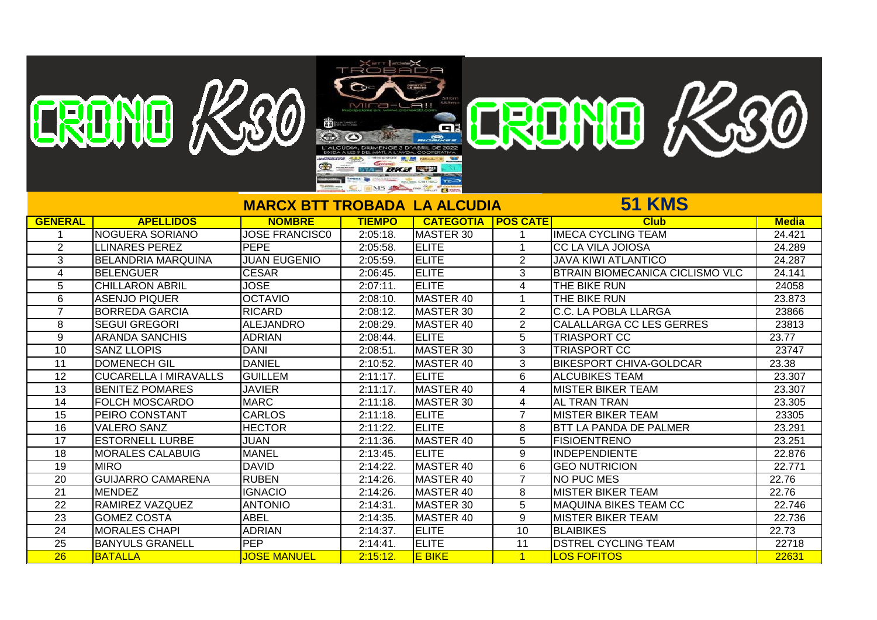CRONO K30 | CRONO K30

## MARCX BTT TROBADA LA ALCUDIA — 51 KMS

| GENERAL | APELLIDOS | NOMBRE | TIEMPO | CATEGOTIA | POS CATE | Club | Media |
|---|---|---|---|---|---|---|---|
| 1 | NOGUERA SORIANO | JOSE FRANCISC0 | 2:05:18. | MASTER 30 | 1 | IMECA CYCLING TEAM | 24.421 |
| 2 | LLINARES PEREZ | PEPE | 2:05:58. | ELITE | 1 | CC LA VILA JOIOSA | 24.289 |
| 3 | BELANDRIA MARQUINA | JUAN EUGENIO | 2:05:59. | ELITE | 2 | JAVA KIWI ATLANTICO | 24.287 |
| 4 | BELENGUER | CESAR | 2:06:45. | ELITE | 3 | BTRAIN BIOMECANICA CICLISMO VLC | 24.141 |
| 5 | CHILLARON ABRIL | JOSE | 2:07:11. | ELITE | 4 | THE BIKE RUN | 24058 |
| 6 | ASENJO PIQUER | OCTAVIO | 2:08:10. | MASTER 40 | 1 | THE BIKE RUN | 23.873 |
| 7 | BORREDA GARCIA | RICARD | 2:08:12. | MASTER 30 | 2 | C.C. LA POBLA LLARGA | 23866 |
| 8 | SEGUI GREGORI | ALEJANDRO | 2:08:29. | MASTER 40 | 2 | CALALLARGA CC LES GERRES | 23813 |
| 9 | ARANDA SANCHIS | ADRIAN | 2:08:44. | ELITE | 5 | TRIASPORT CC | 23.77 |
| 10 | SANZ LLOPIS | DANI | 2:08:51. | MASTER 30 | 3 | TRIASPORT CC | 23747 |
| 11 | DOMENECH GIL | DANIEL | 2:10:52. | MASTER 40 | 3 | BIKESPORT CHIVA-GOLDCAR | 23.38 |
| 12 | CUCARELLA I MIRAVALLS | GUILLEM | 2:11:17. | ELITE | 6 | ALCUBIKES TEAM | 23.307 |
| 13 | BENITEZ POMARES | JAVIER | 2:11:17. | MASTER 40 | 4 | MISTER BIKER TEAM | 23.307 |
| 14 | FOLCH MOSCARDO | MARC | 2:11:18. | MASTER 30 | 4 | AL TRAN TRAN | 23.305 |
| 15 | PEIRO CONSTANT | CARLOS | 2:11:18. | ELITE | 7 | MISTER BIKER TEAM | 23305 |
| 16 | VALERO SANZ | HECTOR | 2:11:22. | ELITE | 8 | BTT LA PANDA DE PALMER | 23.291 |
| 17 | ESTORNELL LURBE | JUAN | 2:11:36. | MASTER 40 | 5 | FISIOENTRENO | 23.251 |
| 18 | MORALES CALABUIG | MANEL | 2:13:45. | ELITE | 9 | INDEPENDIENTE | 22.876 |
| 19 | MIRO | DAVID | 2:14:22. | MASTER 40 | 6 | GEO NUTRICION | 22.771 |
| 20 | GUIJARRO CAMARENA | RUBEN | 2:14:26. | MASTER 40 | 7 | NO PUC MES | 22.76 |
| 21 | MENDEZ | IGNACIO | 2:14:26. | MASTER 40 | 8 | MISTER BIKER TEAM | 22.76 |
| 22 | RAMIREZ VAZQUEZ | ANTONIO | 2:14:31. | MASTER 30 | 5 | MAQUINA BIKES TEAM CC | 22.746 |
| 23 | GOMEZ COSTA | ABEL | 2:14:35. | MASTER 40 | 9 | MISTER BIKER TEAM | 22.736 |
| 24 | MORALES CHAPI | ADRIAN | 2:14:37. | ELITE | 10 | BLAIBIKES | 22.73 |
| 25 | BANYULS GRANELL | PEP | 2:14:41. | ELITE | 11 | DSTREL CYCLING TEAM | 22718 |
| 26 | BATALLA | JOSE MANUEL | 2:15:12. | E BIKE | 1 | LOS FOFITOS | 22631 |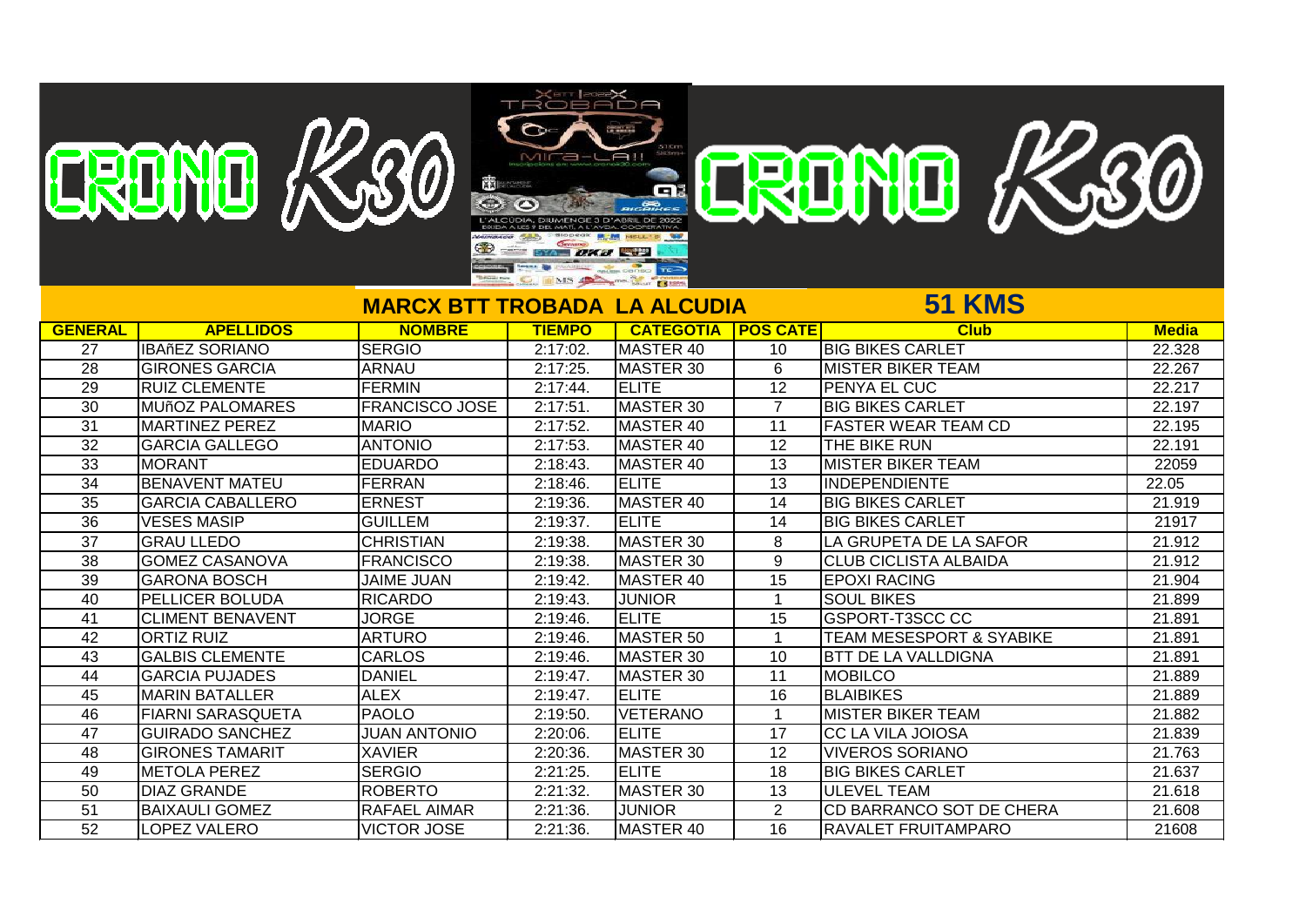CRONO K30 CRONO K30

## MARCX BTT TROBADA LA ALCUDIA

## 51 KMS

| GENERAL | APELLIDOS | NOMBRE | TIEMPO | CATEGOTIA | POS CATE | Club | Media |
|---|---|---|---|---|---|---|---|
| 27 | IBAñEZ SORIANO | SERGIO | 2:17:02. | MASTER 40 | 10 | BIG BIKES CARLET | 22.328 |
| 28 | GIRONES GARCIA | ARNAU | 2:17:25. | MASTER 30 | 6 | MISTER BIKER TEAM | 22.267 |
| 29 | RUIZ CLEMENTE | FERMIN | 2:17:44. | ELITE | 12 | PENYA EL CUC | 22.217 |
| 30 | MUñOZ PALOMARES | FRANCISCO JOSE | 2:17:51. | MASTER 30 | 7 | BIG BIKES CARLET | 22.197 |
| 31 | MARTINEZ PEREZ | MARIO | 2:17:52. | MASTER 40 | 11 | FASTER WEAR TEAM CD | 22.195 |
| 32 | GARCIA GALLEGO | ANTONIO | 2:17:53. | MASTER 40 | 12 | THE BIKE RUN | 22.191 |
| 33 | MORANT | EDUARDO | 2:18:43. | MASTER 40 | 13 | MISTER BIKER TEAM | 22059 |
| 34 | BENAVENT MATEU | FERRAN | 2:18:46. | ELITE | 13 | INDEPENDIENTE | 22.05 |
| 35 | GARCIA CABALLERO | ERNEST | 2:19:36. | MASTER 40 | 14 | BIG BIKES CARLET | 21.919 |
| 36 | VESES MASIP | GUILLEM | 2:19:37. | ELITE | 14 | BIG BIKES CARLET | 21917 |
| 37 | GRAU LLEDO | CHRISTIAN | 2:19:38. | MASTER 30 | 8 | LA GRUPETA DE LA SAFOR | 21.912 |
| 38 | GOMEZ CASANOVA | FRANCISCO | 2:19:38. | MASTER 30 | 9 | CLUB CICLISTA ALBAIDA | 21.912 |
| 39 | GARONA BOSCH | JAIME JUAN | 2:19:42. | MASTER 40 | 15 | EPOXI RACING | 21.904 |
| 40 | PELLICER BOLUDA | RICARDO | 2:19:43. | JUNIOR | 1 | SOUL BIKES | 21.899 |
| 41 | CLIMENT BENAVENT | JORGE | 2:19:46. | ELITE | 15 | GSPORT-T3SCC CC | 21.891 |
| 42 | ORTIZ RUIZ | ARTURO | 2:19:46. | MASTER 50 | 1 | TEAM MESESPORT & SYABIKE | 21.891 |
| 43 | GALBIS CLEMENTE | CARLOS | 2:19:46. | MASTER 30 | 10 | BTT DE LA VALLDIGNA | 21.891 |
| 44 | GARCIA PUJADES | DANIEL | 2:19:47. | MASTER 30 | 11 | MOBILCO | 21.889 |
| 45 | MARIN BATALLER | ALEX | 2:19:47. | ELITE | 16 | BLAIBIKES | 21.889 |
| 46 | FIARNI SARASQUETA | PAOLO | 2:19:50. | VETERANO | 1 | MISTER BIKER TEAM | 21.882 |
| 47 | GUIRADO SANCHEZ | JUAN ANTONIO | 2:20:06. | ELITE | 17 | CC LA VILA JOIOSA | 21.839 |
| 48 | GIRONES TAMARIT | XAVIER | 2:20:36. | MASTER 30 | 12 | VIVEROS SORIANO | 21.763 |
| 49 | METOLA PEREZ | SERGIO | 2:21:25. | ELITE | 18 | BIG BIKES CARLET | 21.637 |
| 50 | DIAZ GRANDE | ROBERTO | 2:21:32. | MASTER 30 | 13 | ULEVEL TEAM | 21.618 |
| 51 | BAIXAULI GOMEZ | RAFAEL AIMAR | 2:21:36. | JUNIOR | 2 | CD BARRANCO SOT DE CHERA | 21.608 |
| 52 | LOPEZ VALERO | VICTOR JOSE | 2:21:36. | MASTER 40 | 16 | RAVALET FRUITAMPARO | 21608 |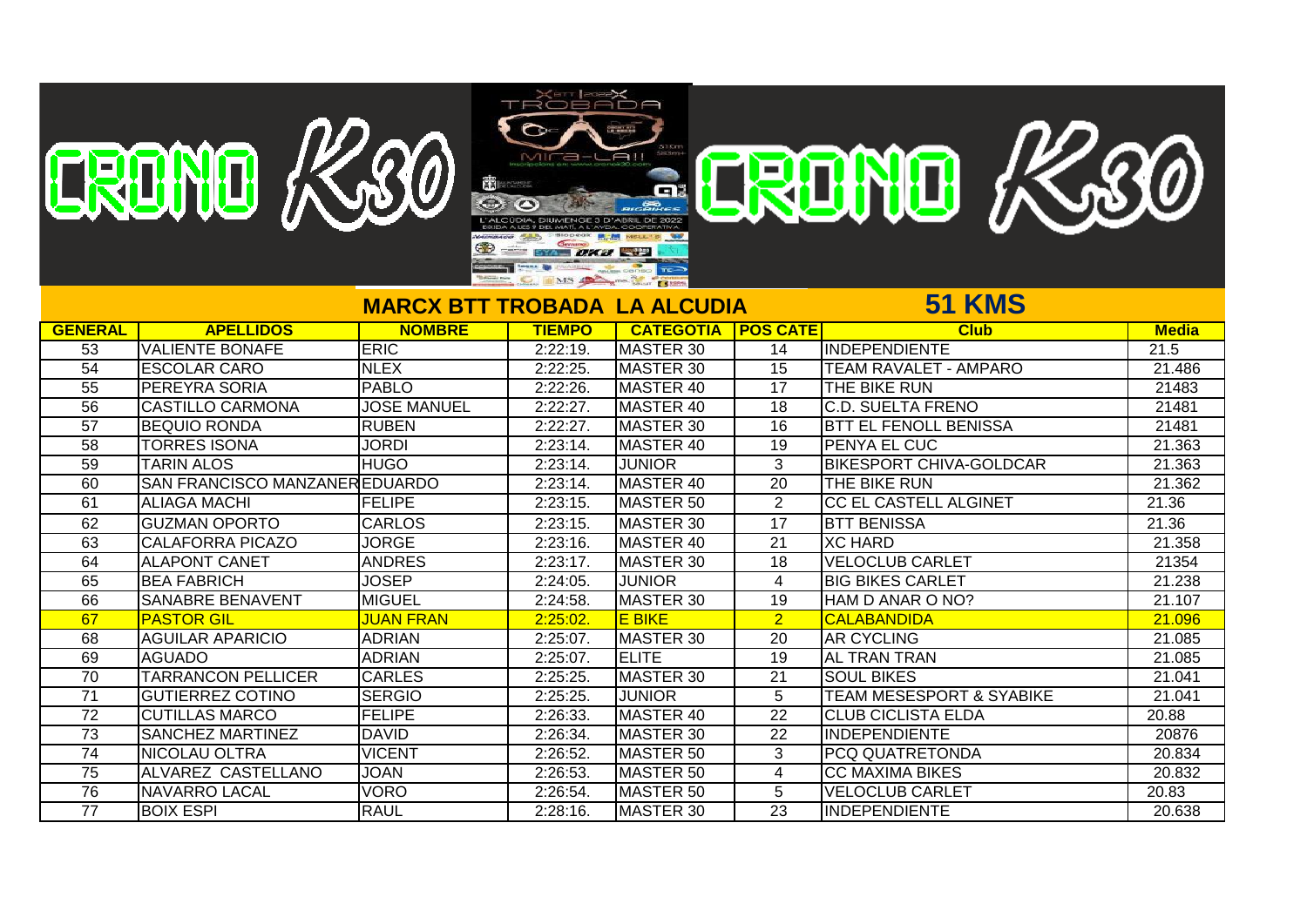CRONO K30

TROBADA

Mira-La!!

L'ALCUDIA, DIUMENGE 3 D'ABRIL DE 2022

CRONO K30

## MARCX BTT TROBADA LA ALCUDIA

## 51 KMS

| GENERAL | APELLIDOS | NOMBRE | TIEMPO | CATEGOTIA | POS CATE | Club | Media |
|---|---|---|---|---|---|---|---|
| 53 | VALIENTE BONAFE | ERIC | 2:22:19. | MASTER 30 | 14 | INDEPENDIENTE | 21.5 |
| 54 | ESCOLAR CARO | NLEX | 2:22:25. | MASTER 30 | 15 | TEAM RAVALET - AMPARO | 21.486 |
| 55 | PEREYRA SORIA | PABLO | 2:22:26. | MASTER 40 | 17 | THE BIKE RUN | 21483 |
| 56 | CASTILLO CARMONA | JOSE MANUEL | 2:22:27. | MASTER 40 | 18 | C.D. SUELTA FRENO | 21481 |
| 57 | BEQUIO RONDA | RUBEN | 2:22:27. | MASTER 30 | 16 | BTT EL FENOLL BENISSA | 21481 |
| 58 | TORRES ISONA | JORDI | 2:23:14. | MASTER 40 | 19 | PENYA EL CUC | 21.363 |
| 59 | TARIN ALOS | HUGO | 2:23:14. | JUNIOR | 3 | BIKESPORT CHIVA-GOLDCAR | 21.363 |
| 60 | SAN FRANCISCO MANZANER | EDUARDO | 2:23:14. | MASTER 40 | 20 | THE BIKE RUN | 21.362 |
| 61 | ALIAGA MACHI | FELIPE | 2:23:15. | MASTER 50 | 2 | CC EL CASTELL ALGINET | 21.36 |
| 62 | GUZMAN OPORTO | CARLOS | 2:23:15. | MASTER 30 | 17 | BTT BENISSA | 21.36 |
| 63 | CALAFORRA PICAZO | JORGE | 2:23:16. | MASTER 40 | 21 | XC HARD | 21.358 |
| 64 | ALAPONT CANET | ANDRES | 2:23:17. | MASTER 30 | 18 | VELOCLUB CARLET | 21354 |
| 65 | BEA FABRICH | JOSEP | 2:24:05. | JUNIOR | 4 | BIG BIKES CARLET | 21.238 |
| 66 | SANABRE BENAVENT | MIGUEL | 2:24:58. | MASTER 30 | 19 | HAM D ANAR O NO? | 21.107 |
| 67 | PASTOR GIL | JUAN FRAN | 2:25:02. | E BIKE | 2 | CALABANDIDA | 21.096 |
| 68 | AGUILAR APARICIO | ADRIAN | 2:25:07. | MASTER 30 | 20 | AR CYCLING | 21.085 |
| 69 | AGUADO | ADRIAN | 2:25:07. | ELITE | 19 | AL TRAN TRAN | 21.085 |
| 70 | TARRANCON PELLICER | CARLES | 2:25:25. | MASTER 30 | 21 | SOUL BIKES | 21.041 |
| 71 | GUTIERREZ COTINO | SERGIO | 2:25:25. | JUNIOR | 5 | TEAM MESESPORT & SYABIKE | 21.041 |
| 72 | CUTILLAS MARCO | FELIPE | 2:26:33. | MASTER 40 | 22 | CLUB CICLISTA ELDA | 20.88 |
| 73 | SANCHEZ MARTINEZ | DAVID | 2:26:34. | MASTER 30 | 22 | INDEPENDIENTE | 20876 |
| 74 | NICOLAU OLTRA | VICENT | 2:26:52. | MASTER 50 | 3 | PCQ QUATRETONDA | 20.834 |
| 75 | ALVAREZ CASTELLANO | JOAN | 2:26:53. | MASTER 50 | 4 | CC MAXIMA BIKES | 20.832 |
| 76 | NAVARRO LACAL | VORO | 2:26:54. | MASTER 50 | 5 | VELOCLUB CARLET | 20.83 |
| 77 | BOIX ESPI | RAUL | 2:28:16. | MASTER 30 | 23 | INDEPENDIENTE | 20.638 |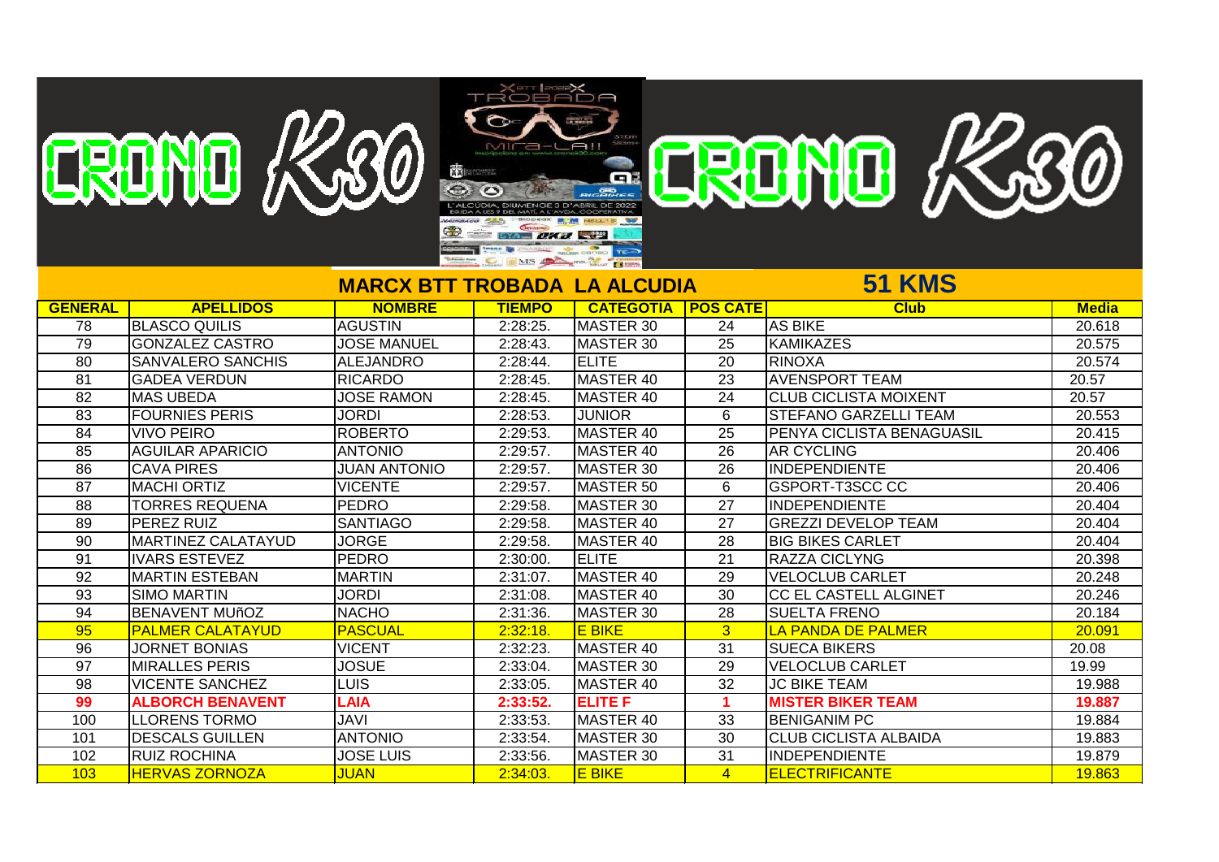## MARCX BTT TROBADA LA ALCUDIA

## 51 KMS

| GENERAL | APELLIDOS | NOMBRE | TIEMPO | CATEGOTIA | POS CATE | Club | Media |
|---|---|---|---|---|---|---|---|
| 78 | BLASCO QUILIS | AGUSTIN | 2:28:25. | MASTER 30 | 24 | AS BIKE | 20.618 |
| 79 | GONZALEZ CASTRO | JOSE MANUEL | 2:28:43. | MASTER 30 | 25 | KAMIKAZES | 20.575 |
| 80 | SANVALERO SANCHIS | ALEJANDRO | 2:28:44. | ELITE | 20 | RINOXA | 20.574 |
| 81 | GADEA VERDUN | RICARDO | 2:28:45. | MASTER 40 | 23 | AVENSPORT TEAM | 20.57 |
| 82 | MAS UBEDA | JOSE RAMON | 2:28:45. | MASTER 40 | 24 | CLUB CICLISTA MOIXENT | 20.57 |
| 83 | FOURNIES PERIS | JORDI | 2:28:53. | JUNIOR | 6 | STEFANO GARZELLI TEAM | 20.553 |
| 84 | VIVO PEIRO | ROBERTO | 2:29:53. | MASTER 40 | 25 | PENYA CICLISTA BENAGUASIL | 20.415 |
| 85 | AGUILAR APARICIO | ANTONIO | 2:29:57. | MASTER 40 | 26 | AR CYCLING | 20.406 |
| 86 | CAVA PIRES | JUAN ANTONIO | 2:29:57. | MASTER 30 | 26 | INDEPENDIENTE | 20.406 |
| 87 | MACHI ORTIZ | VICENTE | 2:29:57. | MASTER 50 | 6 | GSPORT-T3SCC CC | 20.406 |
| 88 | TORRES REQUENA | PEDRO | 2:29:58. | MASTER 30 | 27 | INDEPENDIENTE | 20.404 |
| 89 | PEREZ RUIZ | SANTIAGO | 2:29:58. | MASTER 40 | 27 | GREZZI DEVELOP TEAM | 20.404 |
| 90 | MARTINEZ CALATAYUD | JORGE | 2:29:58. | MASTER 40 | 28 | BIG BIKES CARLET | 20.404 |
| 91 | IVARS ESTEVEZ | PEDRO | 2:30:00. | ELITE | 21 | RAZZA CICLYNG | 20.398 |
| 92 | MARTIN ESTEBAN | MARTIN | 2:31:07. | MASTER 40 | 29 | VELOCLUB CARLET | 20.248 |
| 93 | SIMO MARTIN | JORDI | 2:31:08. | MASTER 40 | 30 | CC EL CASTELL ALGINET | 20.246 |
| 94 | BENAVENT MUñOZ | NACHO | 2:31:36. | MASTER 30 | 28 | SUELTA FRENO | 20.184 |
| 95 | PALMER CALATAYUD | PASCUAL | 2:32:18. | E BIKE | 3 | LA PANDA DE PALMER | 20.091 |
| 96 | JORNET BONIAS | VICENT | 2:32:23. | MASTER 40 | 31 | SUECA BIKERS | 20.08 |
| 97 | MIRALLES PERIS | JOSUE | 2:33:04. | MASTER 30 | 29 | VELOCLUB CARLET | 19.99 |
| 98 | VICENTE SANCHEZ | LUIS | 2:33:05. | MASTER 40 | 32 | JC BIKE TEAM | 19.988 |
| **99** | **ALBORCH BENAVENT** | **LAIA** | **2:33:52.** | **ELITE F** | **1** | **MISTER BIKER TEAM** | **19.887** |
| 100 | LLORENS TORMO | JAVI | 2:33:53. | MASTER 40 | 33 | BENIGANIM PC | 19.884 |
| 101 | DESCALS GUILLEN | ANTONIO | 2:33:54. | MASTER 30 | 30 | CLUB CICLISTA ALBAIDA | 19.883 |
| 102 | RUIZ ROCHINA | JOSE LUIS | 2:33:56. | MASTER 30 | 31 | INDEPENDIENTE | 19.879 |
| 103 | HERVAS ZORNOZA | JUAN | 2:34:03. | E BIKE | 4 | ELECTRIFICANTE | 19.863 |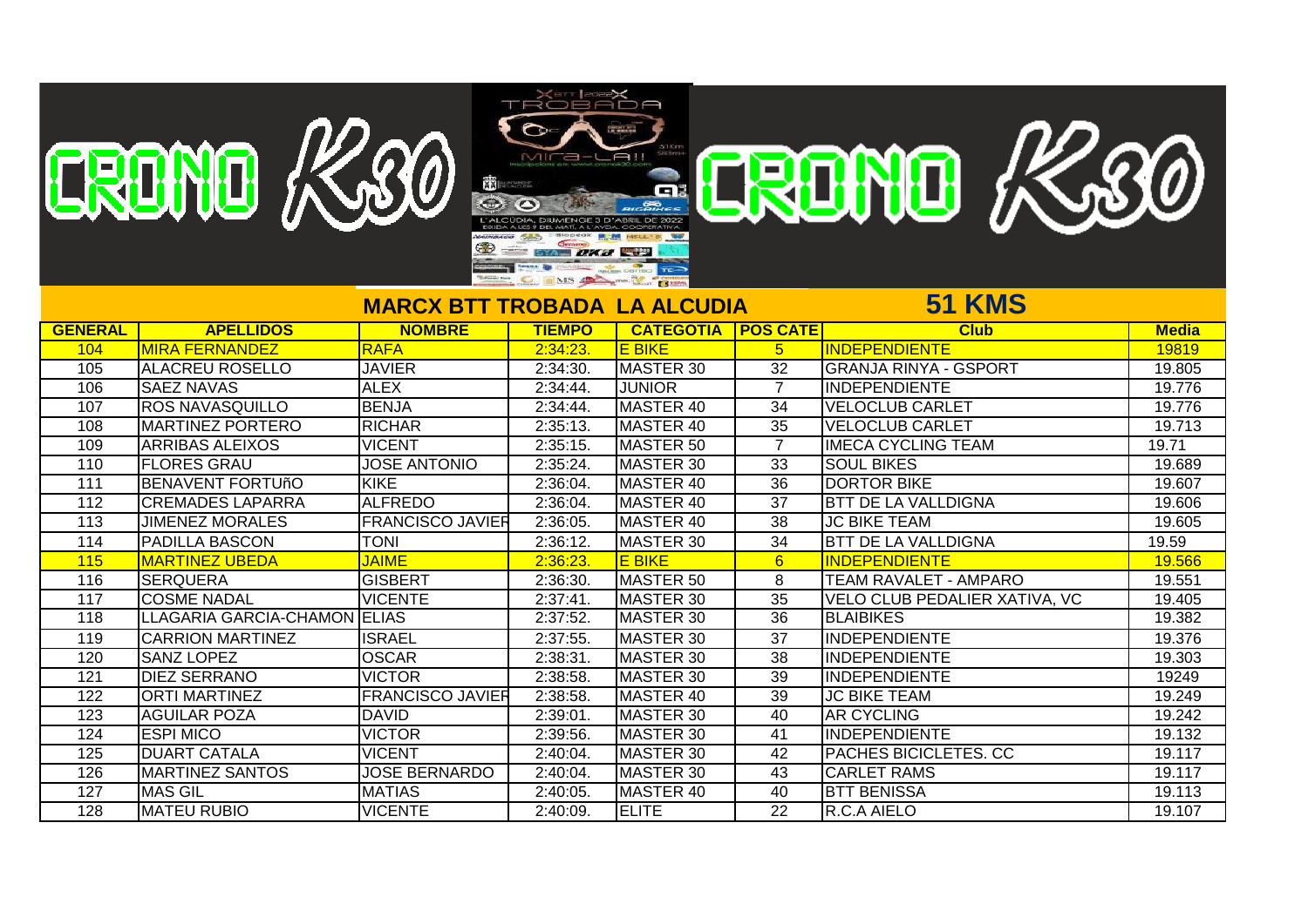# CRONO K30

## MARCX BTT TROBADA LA ALCUDIA

## 51 KMS

| GENERAL | APELLIDOS | NOMBRE | TIEMPO | CATEGOTIA | POS CATE | Club | Media |
|---|---|---|---|---|---|---|---|
| 104 | MIRA FERNANDEZ | RAFA | 2:34:23. | E BIKE | 5 | INDEPENDIENTE | 19819 |
| 105 | ALACREU ROSELLO | JAVIER | 2:34:30. | MASTER 30 | 32 | GRANJA RINYA - GSPORT | 19.805 |
| 106 | SAEZ NAVAS | ALEX | 2:34:44. | JUNIOR | 7 | INDEPENDIENTE | 19.776 |
| 107 | ROS NAVASQUILLO | BENJA | 2:34:44. | MASTER 40 | 34 | VELOCLUB CARLET | 19.776 |
| 108 | MARTINEZ PORTERO | RICHAR | 2:35:13. | MASTER 40 | 35 | VELOCLUB CARLET | 19.713 |
| 109 | ARRIBAS ALEIXOS | VICENT | 2:35:15. | MASTER 50 | 7 | IMECA CYCLING TEAM | 19.71 |
| 110 | FLORES GRAU | JOSE ANTONIO | 2:35:24. | MASTER 30 | 33 | SOUL BIKES | 19.689 |
| 111 | BENAVENT FORTUñO | KIKE | 2:36:04. | MASTER 40 | 36 | DORTOR BIKE | 19.607 |
| 112 | CREMADES LAPARRA | ALFREDO | 2:36:04. | MASTER 40 | 37 | BTT DE LA VALLDIGNA | 19.606 |
| 113 | JIMENEZ MORALES | FRANCISCO JAVIER | 2:36:05. | MASTER 40 | 38 | JC BIKE TEAM | 19.605 |
| 114 | PADILLA BASCON | TONI | 2:36:12. | MASTER 30 | 34 | BTT DE LA VALLDIGNA | 19.59 |
| 115 | MARTINEZ UBEDA | JAIME | 2:36:23. | E BIKE | 6 | INDEPENDIENTE | 19.566 |
| 116 | SERQUERA | GISBERT | 2:36:30. | MASTER 50 | 8 | TEAM RAVALET - AMPARO | 19.551 |
| 117 | COSME NADAL | VICENTE | 2:37:41. | MASTER 30 | 35 | VELO CLUB PEDALIER XATIVA, VC | 19.405 |
| 118 | LLAGARIA GARCIA-CHAMON | ELIAS | 2:37:52. | MASTER 30 | 36 | BLAIBIKES | 19.382 |
| 119 | CARRION MARTINEZ | ISRAEL | 2:37:55. | MASTER 30 | 37 | INDEPENDIENTE | 19.376 |
| 120 | SANZ LOPEZ | OSCAR | 2:38:31. | MASTER 30 | 38 | INDEPENDIENTE | 19.303 |
| 121 | DIEZ SERRANO | VICTOR | 2:38:58. | MASTER 30 | 39 | INDEPENDIENTE | 19249 |
| 122 | ORTI MARTINEZ | FRANCISCO JAVIER | 2:38:58. | MASTER 40 | 39 | JC BIKE TEAM | 19.249 |
| 123 | AGUILAR POZA | DAVID | 2:39:01. | MASTER 30 | 40 | AR CYCLING | 19.242 |
| 124 | ESPI MICO | VICTOR | 2:39:56. | MASTER 30 | 41 | INDEPENDIENTE | 19.132 |
| 125 | DUART CATALA | VICENT | 2:40:04. | MASTER 30 | 42 | PACHES BICICLETES. CC | 19.117 |
| 126 | MARTINEZ SANTOS | JOSE BERNARDO | 2:40:04. | MASTER 30 | 43 | CARLET RAMS | 19.117 |
| 127 | MAS GIL | MATIAS | 2:40:05. | MASTER 40 | 40 | BTT BENISSA | 19.113 |
| 128 | MATEU RUBIO | VICENTE | 2:40:09. | ELITE | 22 | R.C.A AIELO | 19.107 |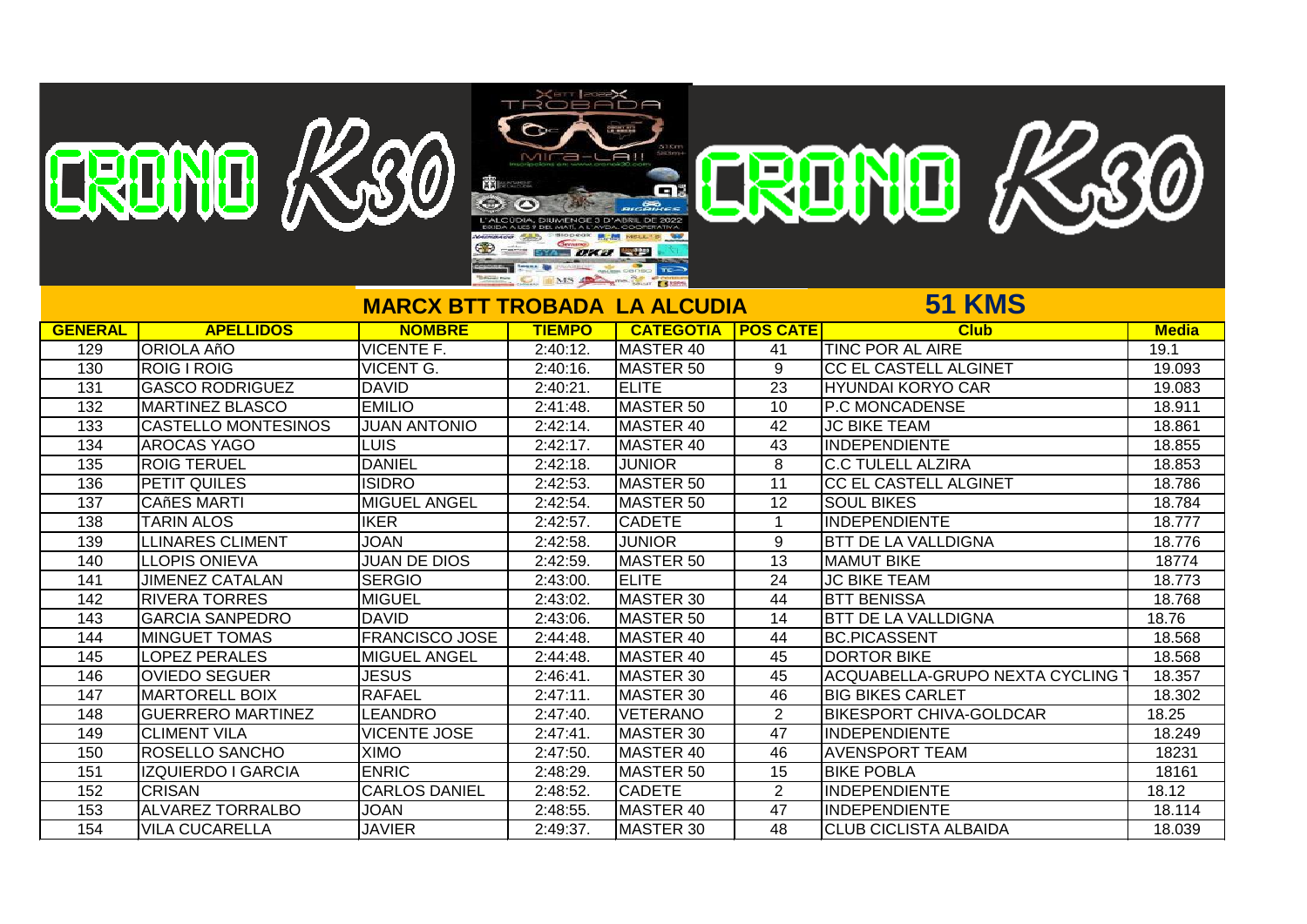## MARCX BTT TROBADA LA ALCUDIA

## 51 KMS

| GENERAL | APELLIDOS | NOMBRE | TIEMPO | CATEGOTIA | POS CATE | Club | Media |
|---|---|---|---|---|---|---|---|
| 129 | ORIOLA AñO | VICENTE F. | 2:40:12. | MASTER 40 | 41 | TINC POR AL AIRE | 19.1 |
| 130 | ROIG I ROIG | VICENT G. | 2:40:16. | MASTER 50 | 9 | CC EL CASTELL ALGINET | 19.093 |
| 131 | GASCO RODRIGUEZ | DAVID | 2:40:21. | ELITE | 23 | HYUNDAI KORYO CAR | 19.083 |
| 132 | MARTINEZ BLASCO | EMILIO | 2:41:48. | MASTER 50 | 10 | P.C MONCADENSE | 18.911 |
| 133 | CASTELLO MONTESINOS | JUAN ANTONIO | 2:42:14. | MASTER 40 | 42 | JC BIKE TEAM | 18.861 |
| 134 | AROCAS YAGO | LUIS | 2:42:17. | MASTER 40 | 43 | INDEPENDIENTE | 18.855 |
| 135 | ROIG TERUEL | DANIEL | 2:42:18. | JUNIOR | 8 | C.C TULELL ALZIRA | 18.853 |
| 136 | PETIT QUILES | ISIDRO | 2:42:53. | MASTER 50 | 11 | CC EL CASTELL ALGINET | 18.786 |
| 137 | CAñES MARTI | MIGUEL ANGEL | 2:42:54. | MASTER 50 | 12 | SOUL BIKES | 18.784 |
| 138 | TARIN ALOS | IKER | 2:42:57. | CADETE | 1 | INDEPENDIENTE | 18.777 |
| 139 | LLINARES CLIMENT | JOAN | 2:42:58. | JUNIOR | 9 | BTT DE LA VALLDIGNA | 18.776 |
| 140 | LLOPIS ONIEVA | JUAN DE DIOS | 2:42:59. | MASTER 50 | 13 | MAMUT BIKE | 18774 |
| 141 | JIMENEZ CATALAN | SERGIO | 2:43:00. | ELITE | 24 | JC BIKE TEAM | 18.773 |
| 142 | RIVERA TORRES | MIGUEL | 2:43:02. | MASTER 30 | 44 | BTT BENISSA | 18.768 |
| 143 | GARCIA SANPEDRO | DAVID | 2:43:06. | MASTER 50 | 14 | BTT DE LA VALLDIGNA | 18.76 |
| 144 | MINGUET TOMAS | FRANCISCO JOSE | 2:44:48. | MASTER 40 | 44 | BC.PICASSENT | 18.568 |
| 145 | LOPEZ PERALES | MIGUEL ANGEL | 2:44:48. | MASTER 40 | 45 | DORTOR BIKE | 18.568 |
| 146 | OVIEDO SEGUER | JESUS | 2:46:41. | MASTER 30 | 45 | ACQUABELLA-GRUPO NEXTA CYCLING T | 18.357 |
| 147 | MARTORELL BOIX | RAFAEL | 2:47:11. | MASTER 30 | 46 | BIG BIKES CARLET | 18.302 |
| 148 | GUERRERO MARTINEZ | LEANDRO | 2:47:40. | VETERANO | 2 | BIKESPORT CHIVA-GOLDCAR | 18.25 |
| 149 | CLIMENT VILA | VICENTE JOSE | 2:47:41. | MASTER 30 | 47 | INDEPENDIENTE | 18.249 |
| 150 | ROSELLO SANCHO | XIMO | 2:47:50. | MASTER 40 | 46 | AVENSPORT TEAM | 18231 |
| 151 | IZQUIERDO I GARCIA | ENRIC | 2:48:29. | MASTER 50 | 15 | BIKE POBLA | 18161 |
| 152 | CRISAN | CARLOS DANIEL | 2:48:52. | CADETE | 2 | INDEPENDIENTE | 18.12 |
| 153 | ALVAREZ TORRALBO | JOAN | 2:48:55. | MASTER 40 | 47 | INDEPENDIENTE | 18.114 |
| 154 | VILA CUCARELLA | JAVIER | 2:49:37. | MASTER 30 | 48 | CLUB CICLISTA ALBAIDA | 18.039 |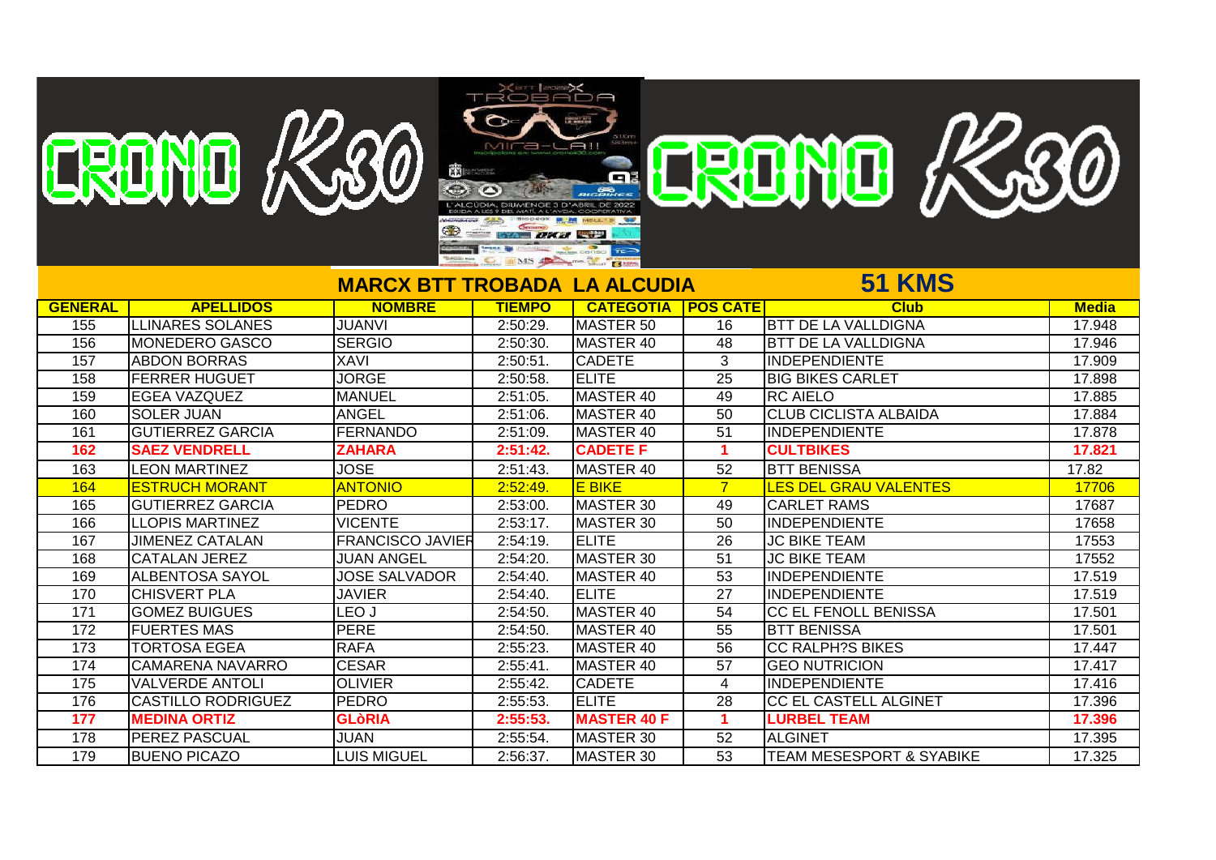## MARCX BTT TROBADA LA ALCUDIA

## 51 KMS

| GENERAL | APELLIDOS | NOMBRE | TIEMPO | CATEGOTIA | POS CATE | Club | Media |
|---|---|---|---|---|---|---|---|
| 155 | LLINARES SOLANES | JUANVI | 2:50:29. | MASTER 50 | 16 | BTT DE LA VALLDIGNA | 17.948 |
| 156 | MONEDERO GASCO | SERGIO | 2:50:30. | MASTER 40 | 48 | BTT DE LA VALLDIGNA | 17.946 |
| 157 | ABDON BORRAS | XAVI | 2:50:51. | CADETE | 3 | INDEPENDIENTE | 17.909 |
| 158 | FERRER HUGUET | JORGE | 2:50:58. | ELITE | 25 | BIG BIKES CARLET | 17.898 |
| 159 | EGEA VAZQUEZ | MANUEL | 2:51:05. | MASTER 40 | 49 | RC AIELO | 17.885 |
| 160 | SOLER JUAN | ANGEL | 2:51:06. | MASTER 40 | 50 | CLUB CICLISTA ALBAIDA | 17.884 |
| 161 | GUTIERREZ GARCIA | FERNANDO | 2:51:09. | MASTER 40 | 51 | INDEPENDIENTE | 17.878 |
| **162** | **SAEZ VENDRELL** | **ZAHARA** | **2:51:42.** | **CADETE F** | **1** | **CULTBIKES** | **17.821** |
| 163 | LEON MARTINEZ | JOSE | 2:51:43. | MASTER 40 | 52 | BTT BENISSA | 17.82 |
| 164 | ESTRUCH MORANT | ANTONIO | 2:52:49. | E BIKE | 7 | LES DEL GRAU VALENTES | 17706 |
| 165 | GUTIERREZ GARCIA | PEDRO | 2:53:00. | MASTER 30 | 49 | CARLET RAMS | 17687 |
| 166 | LLOPIS MARTINEZ | VICENTE | 2:53:17. | MASTER 30 | 50 | INDEPENDIENTE | 17658 |
| 167 | JIMENEZ CATALAN | FRANCISCO JAVIER | 2:54:19. | ELITE | 26 | JC BIKE TEAM | 17553 |
| 168 | CATALAN JEREZ | JUAN ANGEL | 2:54:20. | MASTER 30 | 51 | JC BIKE TEAM | 17552 |
| 169 | ALBENTOSA SAYOL | JOSE SALVADOR | 2:54:40. | MASTER 40 | 53 | INDEPENDIENTE | 17.519 |
| 170 | CHISVERT PLA | JAVIER | 2:54:40. | ELITE | 27 | INDEPENDIENTE | 17.519 |
| 171 | GOMEZ BUIGUES | LEO J | 2:54:50. | MASTER 40 | 54 | CC EL FENOLL BENISSA | 17.501 |
| 172 | FUERTES MAS | PERE | 2:54:50. | MASTER 40 | 55 | BTT BENISSA | 17.501 |
| 173 | TORTOSA EGEA | RAFA | 2:55:23. | MASTER 40 | 56 | CC RALPH?S BIKES | 17.447 |
| 174 | CAMARENA NAVARRO | CESAR | 2:55:41. | MASTER 40 | 57 | GEO NUTRICION | 17.417 |
| 175 | VALVERDE ANTOLI | OLIVIER | 2:55:42. | CADETE | 4 | INDEPENDIENTE | 17.416 |
| 176 | CASTILLO RODRIGUEZ | PEDRO | 2:55:53. | ELITE | 28 | CC EL CASTELL ALGINET | 17.396 |
| **177** | **MEDINA ORTIZ** | **GLòRIA** | **2:55:53.** | **MASTER 40 F** | **1** | **LURBEL TEAM** | **17.396** |
| 178 | PEREZ PASCUAL | JUAN | 2:55:54. | MASTER 30 | 52 | ALGINET | 17.395 |
| 179 | BUENO PICAZO | LUIS MIGUEL | 2:56:37. | MASTER 30 | 53 | TEAM MESESPORT & SYABIKE | 17.325 |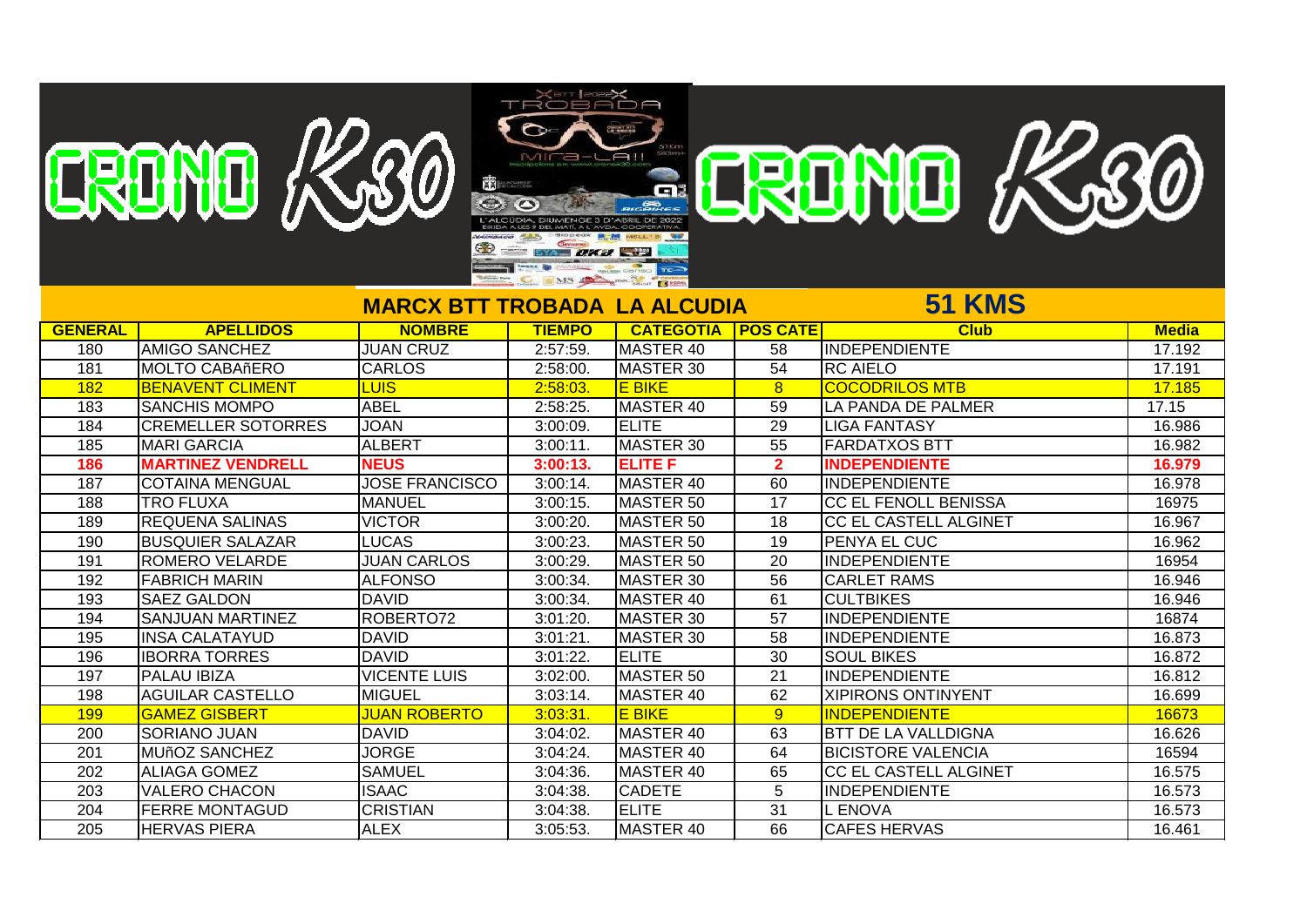## MARCX BTT TROBADA LA ALCUDIA

## 51 KMS

| GENERAL | APELLIDOS | NOMBRE | TIEMPO | CATEGOTIA | POS CATE | Club | Media |
|---|---|---|---|---|---|---|---|
| 180 | AMIGO SANCHEZ | JUAN CRUZ | 2:57:59. | MASTER 40 | 58 | INDEPENDIENTE | 17.192 |
| 181 | MOLTO CABAñERO | CARLOS | 2:58:00. | MASTER 30 | 54 | RC AIELO | 17.191 |
| 182 | BENAVENT CLIMENT | LUIS | 2:58:03. | E BIKE | 8 | COCODRILOS MTB | 17.185 |
| 183 | SANCHIS MOMPO | ABEL | 2:58:25. | MASTER 40 | 59 | LA PANDA DE PALMER | 17.15 |
| 184 | CREMELLER SOTORRES | JOAN | 3:00:09. | ELITE | 29 | LIGA FANTASY | 16.986 |
| 185 | MARI GARCIA | ALBERT | 3:00:11. | MASTER 30 | 55 | FARDATXOS BTT | 16.982 |
| 186 | **MARTINEZ VENDRELL** | **NEUS** | **3:00:13.** | **ELITE F** | **2** | **INDEPENDIENTE** | **16.979** |
| 187 | COTAINA MENGUAL | JOSE FRANCISCO | 3:00:14. | MASTER 40 | 60 | INDEPENDIENTE | 16.978 |
| 188 | TRO FLUXA | MANUEL | 3:00:15. | MASTER 50 | 17 | CC EL FENOLL BENISSA | 16975 |
| 189 | REQUENA SALINAS | VICTOR | 3:00:20. | MASTER 50 | 18 | CC EL CASTELL ALGINET | 16.967 |
| 190 | BUSQUIER SALAZAR | LUCAS | 3:00:23. | MASTER 50 | 19 | PENYA EL CUC | 16.962 |
| 191 | ROMERO VELARDE | JUAN CARLOS | 3:00:29. | MASTER 50 | 20 | INDEPENDIENTE | 16954 |
| 192 | FABRICH MARIN | ALFONSO | 3:00:34. | MASTER 30 | 56 | CARLET RAMS | 16.946 |
| 193 | SAEZ GALDON | DAVID | 3:00:34. | MASTER 40 | 61 | CULTBIKES | 16.946 |
| 194 | SANJUAN MARTINEZ | ROBERTO72 | 3:01:20. | MASTER 30 | 57 | INDEPENDIENTE | 16874 |
| 195 | INSA CALATAYUD | DAVID | 3:01:21. | MASTER 30 | 58 | INDEPENDIENTE | 16.873 |
| 196 | IBORRA TORRES | DAVID | 3:01:22. | ELITE | 30 | SOUL BIKES | 16.872 |
| 197 | PALAU IBIZA | VICENTE LUIS | 3:02:00. | MASTER 50 | 21 | INDEPENDIENTE | 16.812 |
| 198 | AGUILAR CASTELLO | MIGUEL | 3:03:14. | MASTER 40 | 62 | XIPIRONS ONTINYENT | 16.699 |
| 199 | GAMEZ GISBERT | JUAN ROBERTO | 3:03:31. | E BIKE | 9 | INDEPENDIENTE | 16673 |
| 200 | SORIANO JUAN | DAVID | 3:04:02. | MASTER 40 | 63 | BTT DE LA VALLDIGNA | 16.626 |
| 201 | MUñOZ SANCHEZ | JORGE | 3:04:24. | MASTER 40 | 64 | BICISTORE VALENCIA | 16594 |
| 202 | ALIAGA GOMEZ | SAMUEL | 3:04:36. | MASTER 40 | 65 | CC EL CASTELL ALGINET | 16.575 |
| 203 | VALERO CHACON | ISAAC | 3:04:38. | CADETE | 5 | INDEPENDIENTE | 16.573 |
| 204 | FERRE MONTAGUD | CRISTIAN | 3:04:38. | ELITE | 31 | L ENOVA | 16.573 |
| 205 | HERVAS PIERA | ALEX | 3:05:53. | MASTER 40 | 66 | CAFES HERVAS | 16.461 |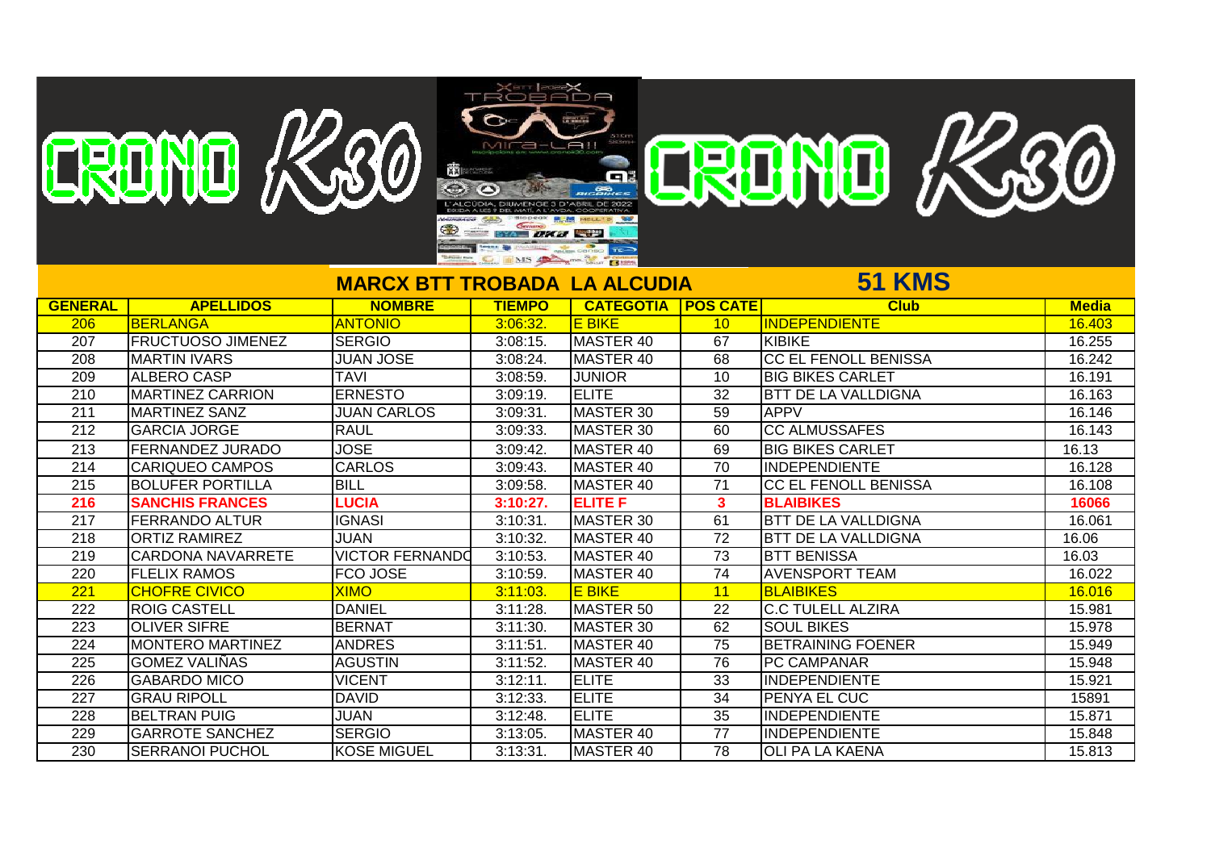## MARCX BTT TROBADA LA ALCUDIA

## 51 KMS

| GENERAL | APELLIDOS | NOMBRE | TIEMPO | CATEGOTIA | POS CATE | Club | Media |
|---|---|---|---|---|---|---|---|
| 206 | BERLANGA | ANTONIO | 3:06:32. | E BIKE | 10 | INDEPENDIENTE | 16.403 |
| 207 | FRUCTUOSO JIMENEZ | SERGIO | 3:08:15. | MASTER 40 | 67 | KIBIKE | 16.255 |
| 208 | MARTIN IVARS | JUAN JOSE | 3:08:24. | MASTER 40 | 68 | CC EL FENOLL BENISSA | 16.242 |
| 209 | ALBERO CASP | TAVI | 3:08:59. | JUNIOR | 10 | BIG BIKES CARLET | 16.191 |
| 210 | MARTINEZ CARRION | ERNESTO | 3:09:19. | ELITE | 32 | BTT DE LA VALLDIGNA | 16.163 |
| 211 | MARTINEZ SANZ | JUAN CARLOS | 3:09:31. | MASTER 30 | 59 | APPV | 16.146 |
| 212 | GARCIA JORGE | RAUL | 3:09:33. | MASTER 30 | 60 | CC ALMUSSAFES | 16.143 |
| 213 | FERNANDEZ JURADO | JOSE | 3:09:42. | MASTER 40 | 69 | BIG BIKES CARLET | 16.13 |
| 214 | CARIQUEO CAMPOS | CARLOS | 3:09:43. | MASTER 40 | 70 | INDEPENDIENTE | 16.128 |
| 215 | BOLUFER PORTILLA | BILL | 3:09:58. | MASTER 40 | 71 | CC EL FENOLL BENISSA | 16.108 |
| **216** | **SANCHIS FRANCES** | **LUCIA** | **3:10:27.** | **ELITE F** | **3** | **BLAIBIKES** | **16066** |
| 217 | FERRANDO ALTUR | IGNASI | 3:10:31. | MASTER 30 | 61 | BTT DE LA VALLDIGNA | 16.061 |
| 218 | ORTIZ RAMIREZ | JUAN | 3:10:32. | MASTER 40 | 72 | BTT DE LA VALLDIGNA | 16.06 |
| 219 | CARDONA NAVARRETE | VICTOR FERNANDO | 3:10:53. | MASTER 40 | 73 | BTT BENISSA | 16.03 |
| 220 | FLELIX RAMOS | FCO JOSE | 3:10:59. | MASTER 40 | 74 | AVENSPORT TEAM | 16.022 |
| 221 | CHOFRE CIVICO | XIMO | 3:11:03. | E BIKE | 11 | BLAIBIKES | 16.016 |
| 222 | ROIG CASTELL | DANIEL | 3:11:28. | MASTER 50 | 22 | C.C TULELL ALZIRA | 15.981 |
| 223 | OLIVER SIFRE | BERNAT | 3:11:30. | MASTER 30 | 62 | SOUL BIKES | 15.978 |
| 224 | MONTERO MARTINEZ | ANDRES | 3:11:51. | MASTER 40 | 75 | BETRAINING FOENER | 15.949 |
| 225 | GOMEZ VALIÑAS | AGUSTIN | 3:11:52. | MASTER 40 | 76 | PC CAMPANAR | 15.948 |
| 226 | GABARDO MICO | VICENT | 3:12:11. | ELITE | 33 | INDEPENDIENTE | 15.921 |
| 227 | GRAU RIPOLL | DAVID | 3:12:33. | ELITE | 34 | PENYA EL CUC | 15891 |
| 228 | BELTRAN PUIG | JUAN | 3:12:48. | ELITE | 35 | INDEPENDIENTE | 15.871 |
| 229 | GARROTE SANCHEZ | SERGIO | 3:13:05. | MASTER 40 | 77 | INDEPENDIENTE | 15.848 |
| 230 | SERRANOI PUCHOL | KOSE MIGUEL | 3:13:31. | MASTER 40 | 78 | OLI PA LA KAENA | 15.813 |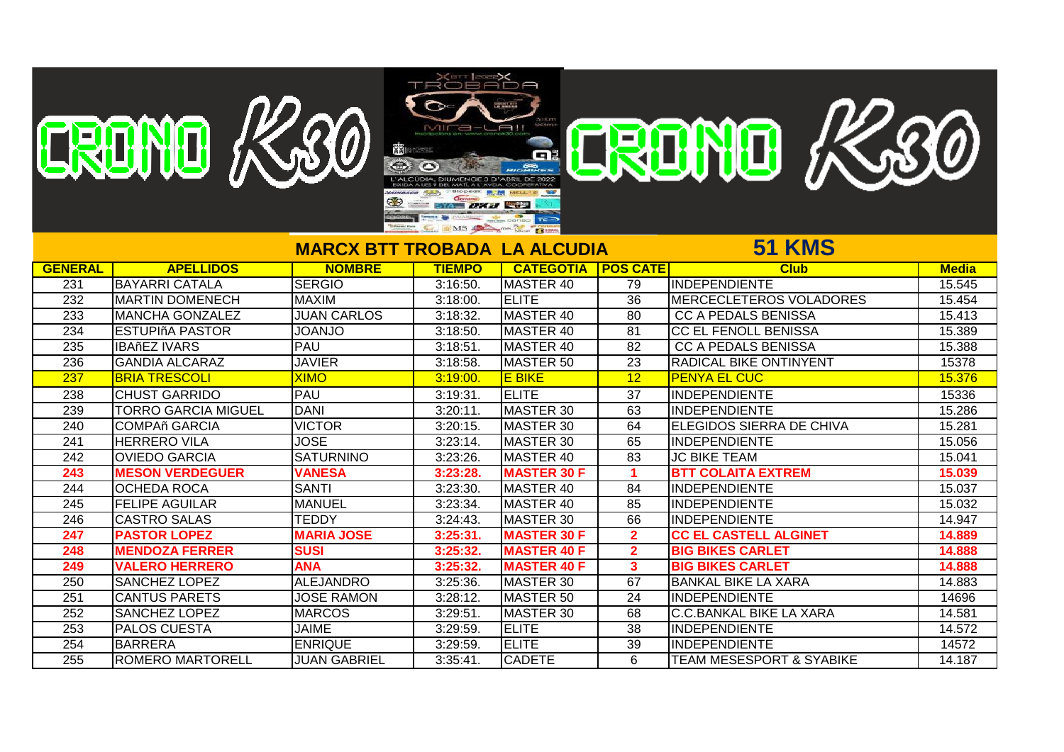CRONO K30

CRONO K30

## MARCX BTT TROBADA LA ALCUDIA

## 51 KMS

| GENERAL | APELLIDOS | NOMBRE | TIEMPO | CATEGOTIA | POS CATE | Club | Media |
|---|---|---|---|---|---|---|---|
| 231 | BAYARRI CATALA | SERGIO | 3:16:50. | MASTER 40 | 79 | INDEPENDIENTE | 15.545 |
| 232 | MARTIN DOMENECH | MAXIM | 3:18:00. | ELITE | 36 | MERCECLETEROS VOLADORES | 15.454 |
| 233 | MANCHA GONZALEZ | JUAN CARLOS | 3:18:32. | MASTER 40 | 80 | CC A PEDALS BENISSA | 15.413 |
| 234 | ESTUPIñA PASTOR | JOANJO | 3:18:50. | MASTER 40 | 81 | CC EL FENOLL BENISSA | 15.389 |
| 235 | IBAñEZ IVARS | PAU | 3:18:51. | MASTER 40 | 82 | CC A PEDALS BENISSA | 15.388 |
| 236 | GANDIA ALCARAZ | JAVIER | 3:18:58. | MASTER 50 | 23 | RADICAL BIKE ONTINYENT | 15378 |
| 237 | BRIA TRESCOLI | XIMO | 3:19:00. | E BIKE | 12 | PENYA EL CUC | 15.376 |
| 238 | CHUST GARRIDO | PAU | 3:19:31. | ELITE | 37 | INDEPENDIENTE | 15336 |
| 239 | TORRO GARCIA MIGUEL | DANI | 3:20:11. | MASTER 30 | 63 | INDEPENDIENTE | 15.286 |
| 240 | COMPAñ GARCIA | VICTOR | 3:20:15. | MASTER 30 | 64 | ELEGIDOS SIERRA DE CHIVA | 15.281 |
| 241 | HERRERO VILA | JOSE | 3:23:14. | MASTER 30 | 65 | INDEPENDIENTE | 15.056 |
| 242 | OVIEDO GARCIA | SATURNINO | 3:23:26. | MASTER 40 | 83 | JC BIKE TEAM | 15.041 |
| **243** | **MESON VERDEGUER** | **VANESA** | **3:23:28.** | **MASTER 30 F** | **1** | **BTT COLAITA EXTREM** | **15.039** |
| 244 | OCHEDA ROCA | SANTI | 3:23:30. | MASTER 40 | 84 | INDEPENDIENTE | 15.037 |
| 245 | FELIPE AGUILAR | MANUEL | 3:23:34. | MASTER 40 | 85 | INDEPENDIENTE | 15.032 |
| 246 | CASTRO SALAS | TEDDY | 3:24:43. | MASTER 30 | 66 | INDEPENDIENTE | 14.947 |
| **247** | **PASTOR LOPEZ** | **MARIA JOSE** | **3:25:31.** | **MASTER 30 F** | **2** | **CC EL CASTELL ALGINET** | **14.889** |
| **248** | **MENDOZA FERRER** | **SUSI** | **3:25:32.** | **MASTER 40 F** | **2** | **BIG BIKES CARLET** | **14.888** |
| **249** | **VALERO HERRERO** | **ANA** | **3:25:32.** | **MASTER 40 F** | **3** | **BIG BIKES CARLET** | **14.888** |
| 250 | SANCHEZ LOPEZ | ALEJANDRO | 3:25:36. | MASTER 30 | 67 | BANKAL BIKE LA XARA | 14.883 |
| 251 | CANTUS PARETS | JOSE RAMON | 3:28:12. | MASTER 50 | 24 | INDEPENDIENTE | 14696 |
| 252 | SANCHEZ LOPEZ | MARCOS | 3:29:51. | MASTER 30 | 68 | C.C.BANKAL BIKE LA XARA | 14.581 |
| 253 | PALOS CUESTA | JAIME | 3:29:59. | ELITE | 38 | INDEPENDIENTE | 14.572 |
| 254 | BARRERA | ENRIQUE | 3:29:59. | ELITE | 39 | INDEPENDIENTE | 14572 |
| 255 | ROMERO MARTORELL | JUAN GABRIEL | 3:35:41. | CADETE | 6 | TEAM MESESPORT & SYABIKE | 14.187 |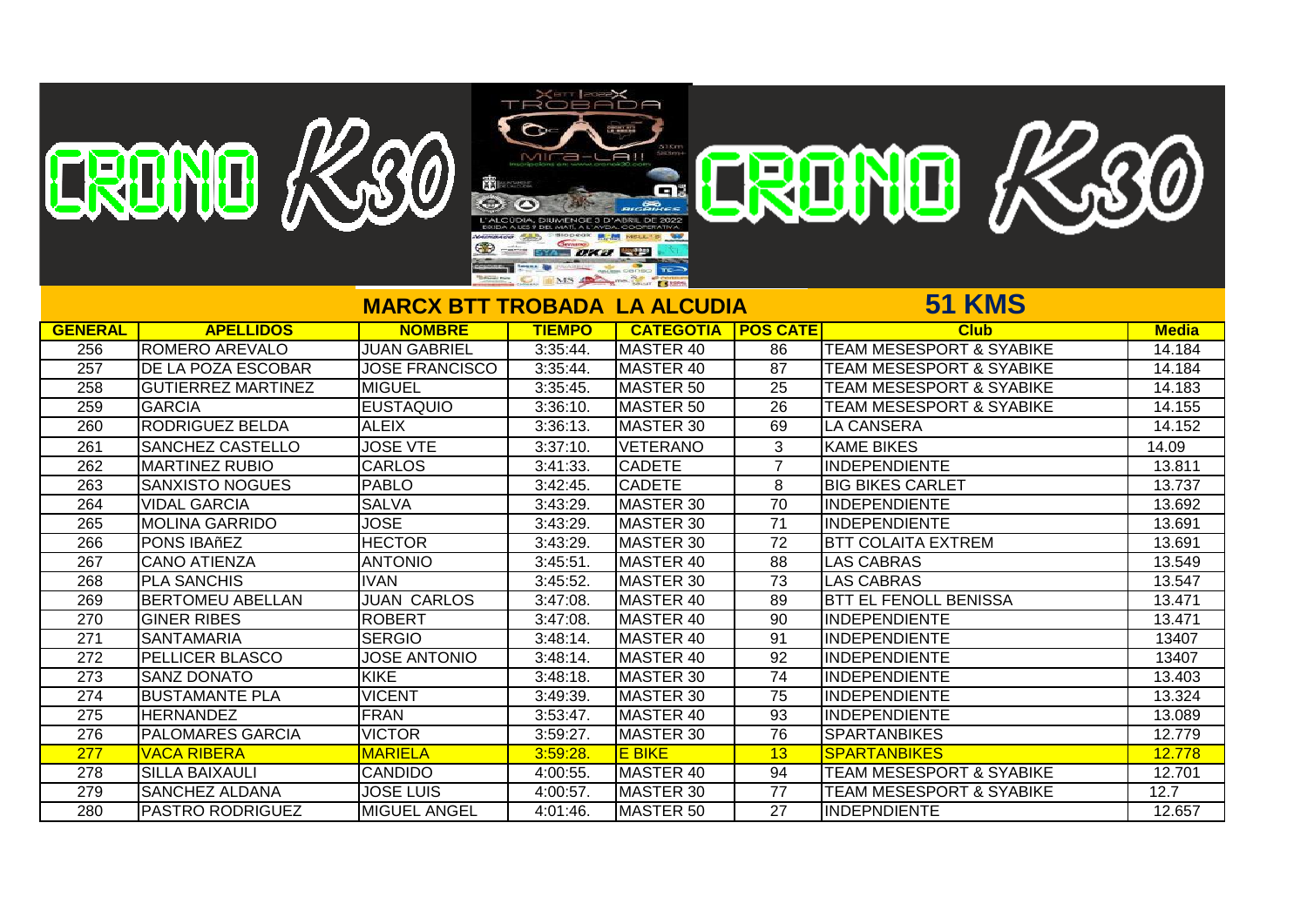## MARCX BTT TROBADA LA ALCUDIA

## 51 KMS

| GENERAL | APELLIDOS | NOMBRE | TIEMPO | CATEGOTIA | POS CATE | Club | Media |
|---|---|---|---|---|---|---|---|
| 256 | ROMERO AREVALO | JUAN GABRIEL | 3:35:44. | MASTER 40 | 86 | TEAM MESESPORT & SYABIKE | 14.184 |
| 257 | DE LA POZA ESCOBAR | JOSE FRANCISCO | 3:35:44. | MASTER 40 | 87 | TEAM MESESPORT & SYABIKE | 14.184 |
| 258 | GUTIERREZ MARTINEZ | MIGUEL | 3:35:45. | MASTER 50 | 25 | TEAM MESESPORT & SYABIKE | 14.183 |
| 259 | GARCIA | EUSTAQUIO | 3:36:10. | MASTER 50 | 26 | TEAM MESESPORT & SYABIKE | 14.155 |
| 260 | RODRIGUEZ BELDA | ALEIX | 3:36:13. | MASTER 30 | 69 | LA CANSERA | 14.152 |
| 261 | SANCHEZ CASTELLO | JOSE VTE | 3:37:10. | VETERANO | 3 | KAME BIKES | 14.09 |
| 262 | MARTINEZ RUBIO | CARLOS | 3:41:33. | CADETE | 7 | INDEPENDIENTE | 13.811 |
| 263 | SANXISTO NOGUES | PABLO | 3:42:45. | CADETE | 8 | BIG BIKES CARLET | 13.737 |
| 264 | VIDAL GARCIA | SALVA | 3:43:29. | MASTER 30 | 70 | INDEPENDIENTE | 13.692 |
| 265 | MOLINA GARRIDO | JOSE | 3:43:29. | MASTER 30 | 71 | INDEPENDIENTE | 13.691 |
| 266 | PONS IBAñEZ | HECTOR | 3:43:29. | MASTER 30 | 72 | BTT COLAITA EXTREM | 13.691 |
| 267 | CANO ATIENZA | ANTONIO | 3:45:51. | MASTER 40 | 88 | LAS CABRAS | 13.549 |
| 268 | PLA SANCHIS | IVAN | 3:45:52. | MASTER 30 | 73 | LAS CABRAS | 13.547 |
| 269 | BERTOMEU ABELLAN | JUAN CARLOS | 3:47:08. | MASTER 40 | 89 | BTT EL FENOLL BENISSA | 13.471 |
| 270 | GINER RIBES | ROBERT | 3:47:08. | MASTER 40 | 90 | INDEPENDIENTE | 13.471 |
| 271 | SANTAMARIA | SERGIO | 3:48:14. | MASTER 40 | 91 | INDEPENDIENTE | 13407 |
| 272 | PELLICER BLASCO | JOSE ANTONIO | 3:48:14. | MASTER 40 | 92 | INDEPENDIENTE | 13407 |
| 273 | SANZ DONATO | KIKE | 3:48:18. | MASTER 30 | 74 | INDEPENDIENTE | 13.403 |
| 274 | BUSTAMANTE PLA | VICENT | 3:49:39. | MASTER 30 | 75 | INDEPENDIENTE | 13.324 |
| 275 | HERNANDEZ | FRAN | 3:53:47. | MASTER 40 | 93 | INDEPENDIENTE | 13.089 |
| 276 | PALOMARES GARCIA | VICTOR | 3:59:27. | MASTER 30 | 76 | SPARTANBIKES | 12.779 |
| 277 | VACA RIBERA | MARIELA | 3:59:28. | E BIKE | 13 | SPARTANBIKES | 12.778 |
| 278 | SILLA BAIXAULI | CANDIDO | 4:00:55. | MASTER 40 | 94 | TEAM MESESPORT & SYABIKE | 12.701 |
| 279 | SANCHEZ ALDANA | JOSE LUIS | 4:00:57. | MASTER 30 | 77 | TEAM MESESPORT & SYABIKE | 12.7 |
| 280 | PASTRO RODRIGUEZ | MIGUEL ANGEL | 4:01:46. | MASTER 50 | 27 | INDEPNDIENTE | 12.657 |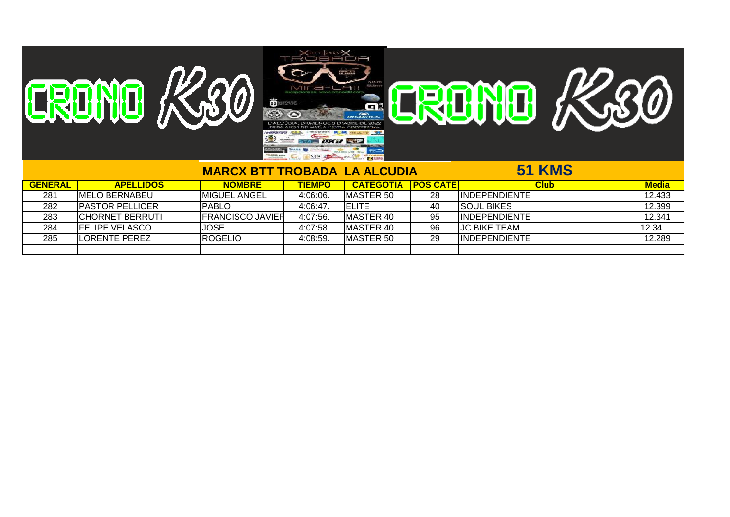## MARCX BTT TROBADA LA ALCUDIA

## 51 KMS

| GENERAL | APELLIDOS | NOMBRE | TIEMPO | CATEGOTIA | POS CATE | Club | Media |
|---|---|---|---|---|---|---|---|
| 281 | MELO BERNABEU | MIGUEL ANGEL | 4:06:06. | MASTER 50 | 28 | INDEPENDIENTE | 12.433 |
| 282 | PASTOR PELLICER | PABLO | 4:06:47. | ELITE | 40 | SOUL BIKES | 12.399 |
| 283 | CHORNET BERRUTI | FRANCISCO JAVIER | 4:07:56. | MASTER 40 | 95 | INDEPENDIENTE | 12.341 |
| 284 | FELIPE VELASCO | JOSE | 4:07:58. | MASTER 40 | 96 | JC BIKE TEAM | 12.34 |
| 285 | LORENTE PEREZ | ROGELIO | 4:08:59. | MASTER 50 | 29 | INDEPENDIENTE | 12.289 |
| | | | | | | | |